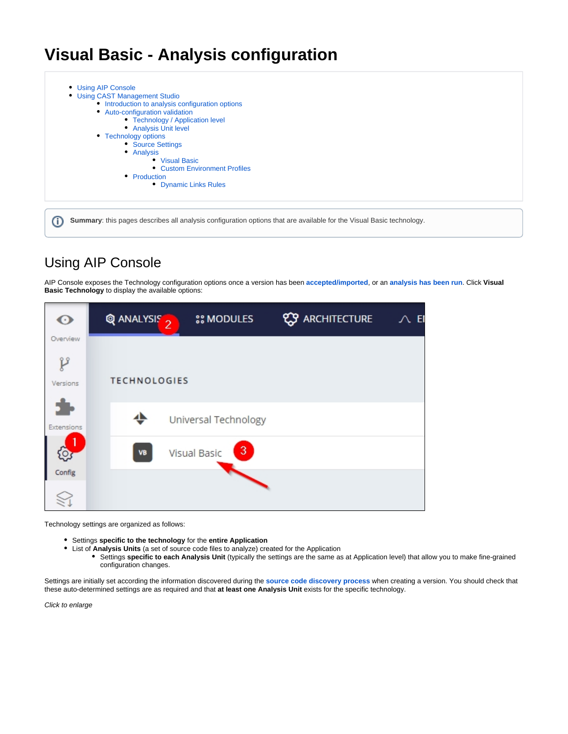# Visual Basic - Analysis configuration

- Using AIP Console
- Using CAST Management Studio
  - Introduction to analysis configuration options
  - Auto-configuration validation
    - Technology / Application level
    - Analysis Unit level
  - Technology options
    - Source Settings
    - Analysis
      - Visual Basic
      - Custom Environment Profiles
    - Production
      - Dynamic Links Rules

**Summary**: this pages describes all analysis configuration options that are available for the Visual Basic technology.

## Using AIP Console

AIP Console exposes the Technology configuration options once a version has been **accepted/imported**, or an **analysis has been run**. Click **Visual Basic Technology** to display the available options:

Technology settings are organized as follows:

- Settings **specific to the technology** for the **entire Application**
- List of **Analysis Units** (a set of source code files to analyze) created for the Application
  - Settings **specific to each Analysis Unit** (typically the settings are the same as at Application level) that allow you to make fine-grained configuration changes.

Settings are initially set according the information discovered during the **source code discovery process** when creating a version. You should check that these auto-determined settings are as required and that **at least one Analysis Unit** exists for the specific technology.

*Click to enlarge*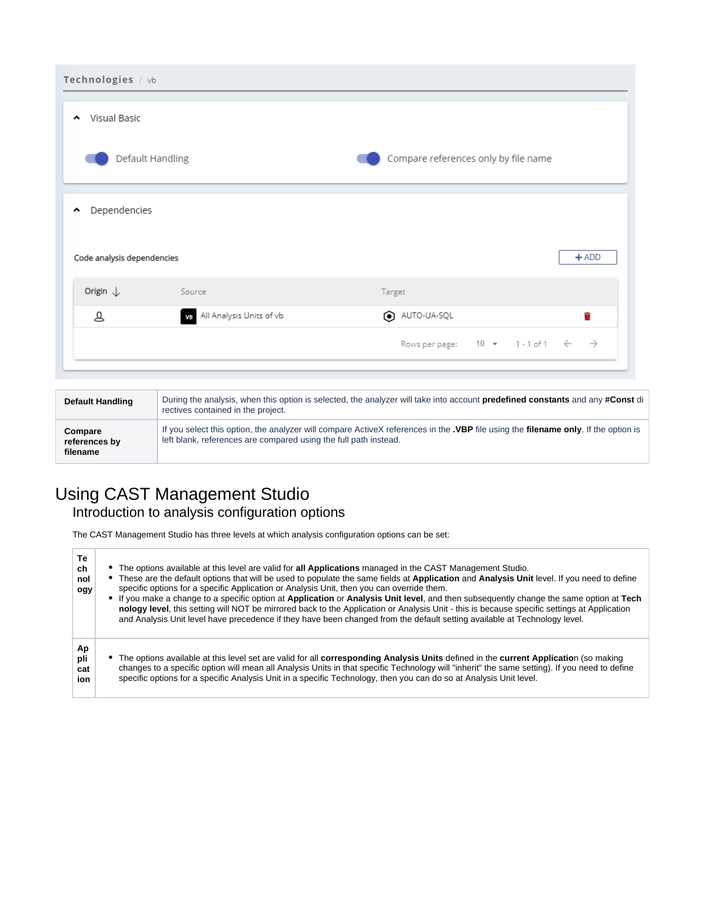| | |
|---|---|
| **Default Handling** | During the analysis, when this option is selected, the analyzer will take into account **predefined constants** and any **#Const** directives contained in the project. |
| **Compare references by filename** | If you select this option, the analyzer will compare ActiveX references in the **.VBP** file using the **filename only**. If the option is left blank, references are compared using the full path instead. |

# Using CAST Management Studio

## Introduction to analysis configuration options

The CAST Management Studio has three levels at which analysis configuration options can be set:

| | |
|---|---|
| **Technology** | • The options available at this level are valid for **all Applications** managed in the CAST Management Studio.<br>• These are the default options that will be used to populate the same fields at **Application** and **Analysis Unit** level. If you need to define specific options for a specific Application or Analysis Unit, then you can override them.<br>• If you make a change to a specific option at **Application** or **Analysis Unit level**, and then subsequently change the same option at **Technology level**, this setting will NOT be mirrored back to the Application or Analysis Unit - this is because specific settings at Application and Analysis Unit level have precedence if they have been changed from the default setting available at Technology level. |
| **Application** | • The options available at this level set are valid for all **corresponding Analysis Units** defined in the **current Application** (so making changes to a specific option will mean all Analysis Units in that specific Technology will "inherit" the same setting). If you need to define specific options for a specific Analysis Unit in a specific Technology, then you can do so at Analysis Unit level. |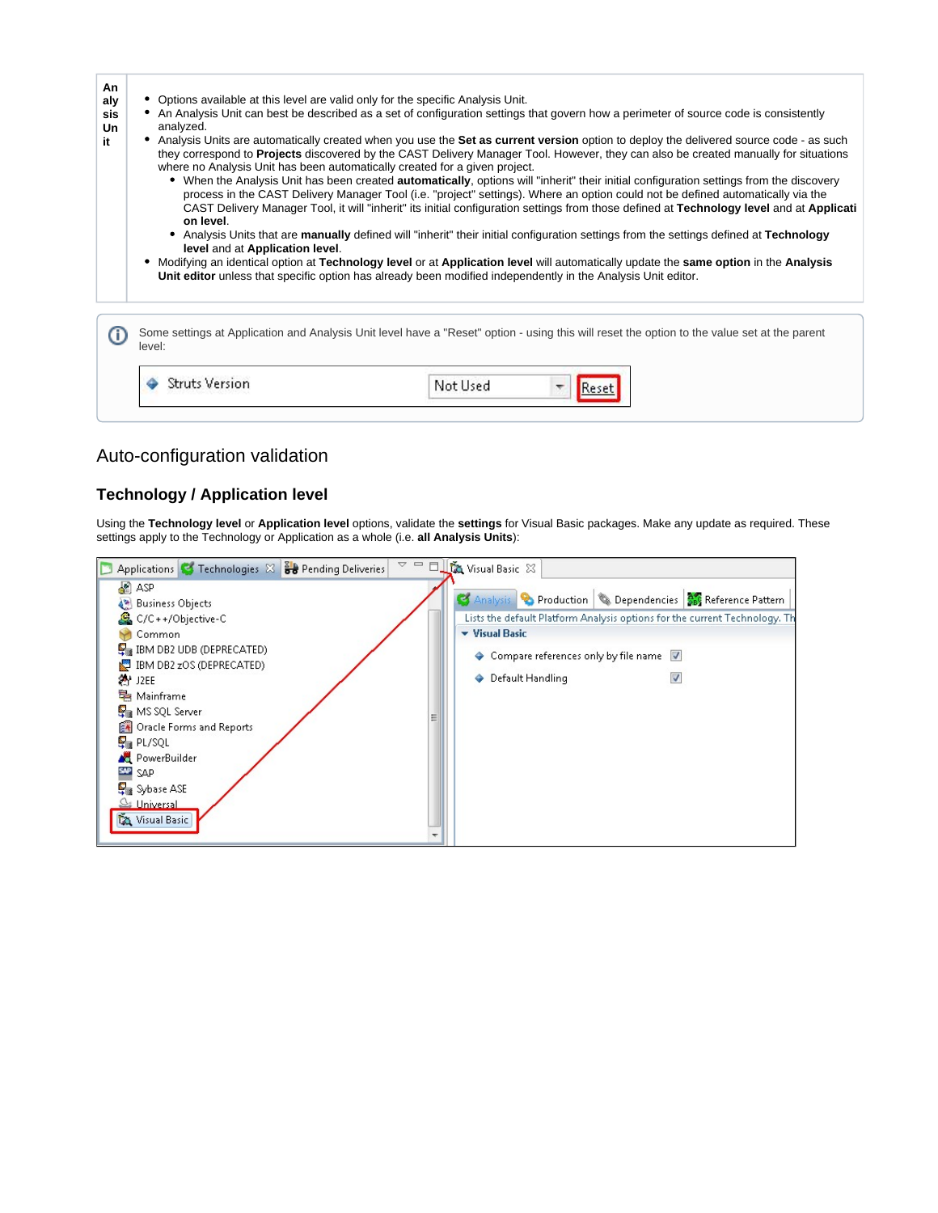| Analysis Unit | <ul><li>Options available at this level are valid only for the specific Analysis Unit.</li><li>An Analysis Unit can best be described as a set of configuration settings that govern how a perimeter of source code is consistently analyzed.</li><li>Analysis Units are automatically created when you use the **Set as current version** option to deploy the delivered source code - as such they correspond to **Projects** discovered by the CAST Delivery Manager Tool. However, they can also be created manually for situations where no Analysis Unit has been automatically created for a given project.<ul><li>When the Analysis Unit has been created **automatically**, options will "inherit" their initial configuration settings from the discovery process in the CAST Delivery Manager Tool (i.e. "project" settings). Where an option could not be defined automatically via the CAST Delivery Manager Tool, it will "inherit" its initial configuration settings from those defined at **Technology level** and at **Application level**.</li><li>Analysis Units that are **manually** defined will "inherit" their initial configuration settings from the settings defined at **Technology level** and at **Application level**.</li></ul></li><li>Modifying an identical option at **Technology level** or at **Application level** will automatically update the **same option** in the **Analysis Unit editor** unless that specific option has already been modified independently in the Analysis Unit editor.</li></ul> |
|---|---|

Some settings at Application and Analysis Unit level have a "Reset" option - using this will reset the option to the value set at the parent level:

## Auto-configuration validation

### Technology / Application level

Using the **Technology level** or **Application level** options, validate the **settings** for Visual Basic packages. Make any update as required. These settings apply to the Technology or Application as a whole (i.e. **all Analysis Units**):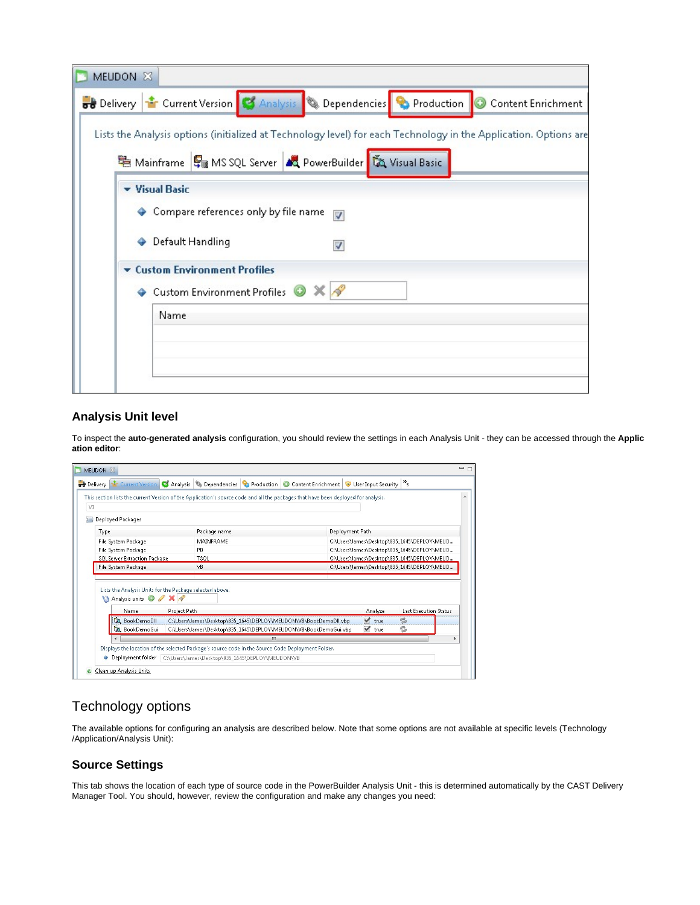## Analysis Unit level

To inspect the **auto-generated analysis** configuration, you should review the settings in each Analysis Unit - they can be accessed through the **Application editor**:

# Technology options

The available options for configuring an analysis are described below. Note that some options are not available at specific levels (Technology /Application/Analysis Unit):

## Source Settings

This tab shows the location of each type of source code in the PowerBuilder Analysis Unit - this is determined automatically by the CAST Delivery Manager Tool. You should, however, review the configuration and make any changes you need: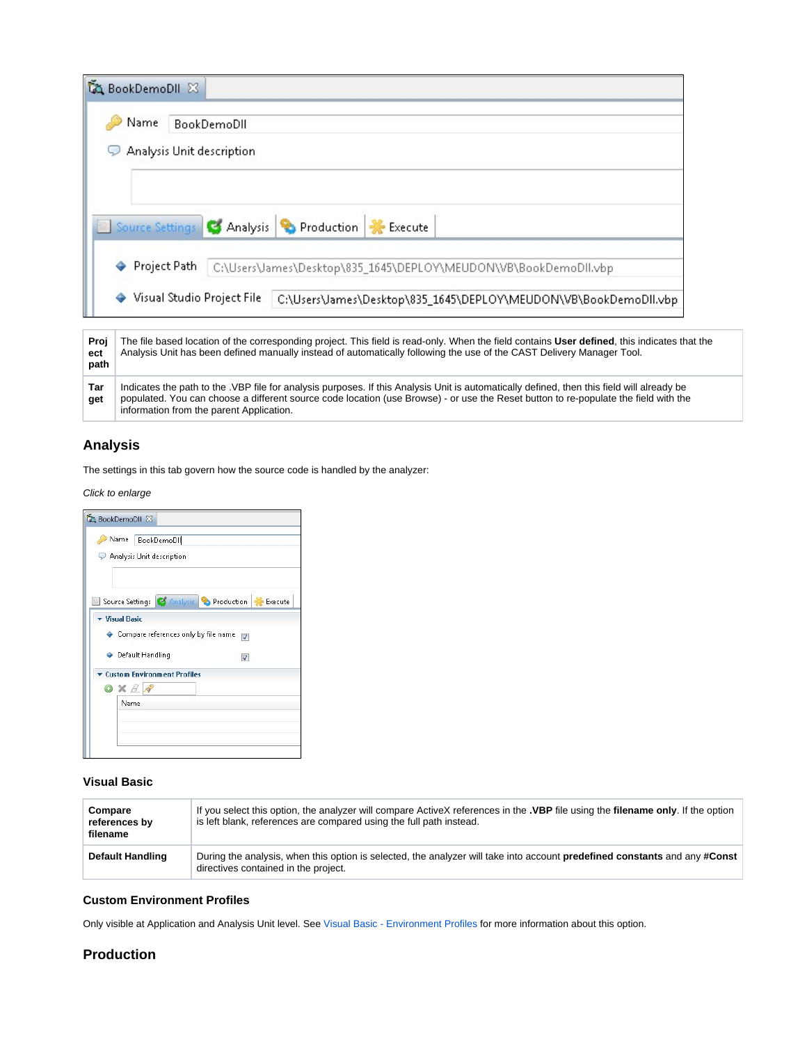| Project path | The file based location of the corresponding project. This field is read-only. When the field contains **User defined**, this indicates that the Analysis Unit has been defined manually instead of automatically following the use of the CAST Delivery Manager Tool. |
|---|---|
| Target | Indicates the path to the .VBP file for analysis purposes. If this Analysis Unit is automatically defined, then this field will already be populated. You can choose a different source code location (use Browse) - or use the Reset button to re-populate the field with the information from the parent Application. |

## Analysis

The settings in this tab govern how the source code is handled by the analyzer:

*Click to enlarge*

### Visual Basic

| Compare references by filename | If you select this option, the analyzer will compare ActiveX references in the **.VBP** file using the **filename only**. If the option is left blank, references are compared using the full path instead. |
|---|---|
| Default Handling | During the analysis, when this option is selected, the analyzer will take into account **predefined constants** and any **#Const** directives contained in the project. |

### Custom Environment Profiles

Only visible at Application and Analysis Unit level. See Visual Basic - Environment Profiles for more information about this option.

## Production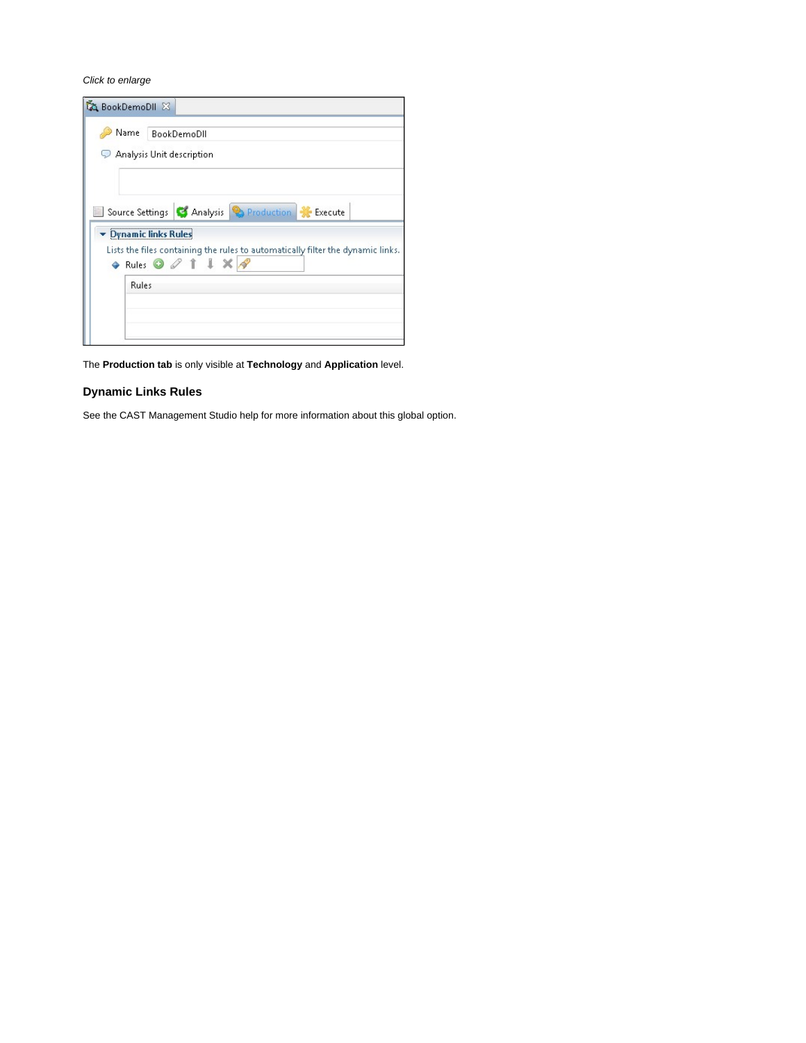*Click to enlarge*

The **Production tab** is only visible at **Technology** and **Application** level.

### Dynamic Links Rules

See the CAST Management Studio help for more information about this global option.